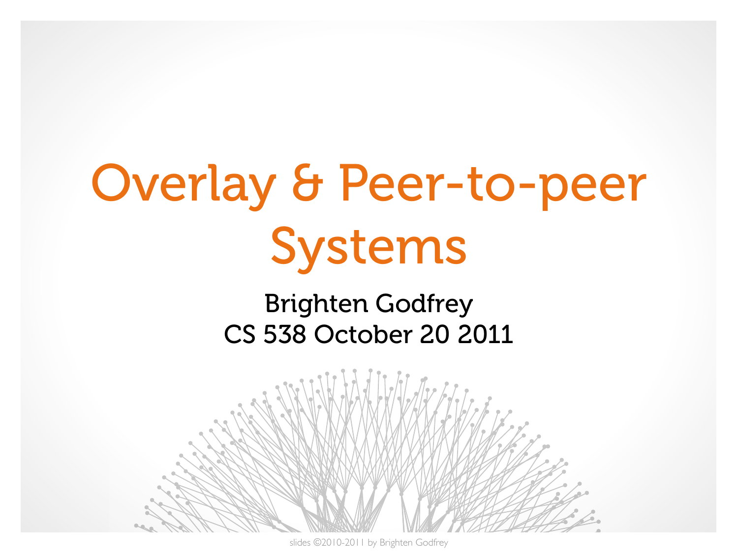# Overlay & Peer-to-peer Systems

Brighten Godfrey
CS 538 October 20 2011

slides ©2010-2011 by Brighten Godfrey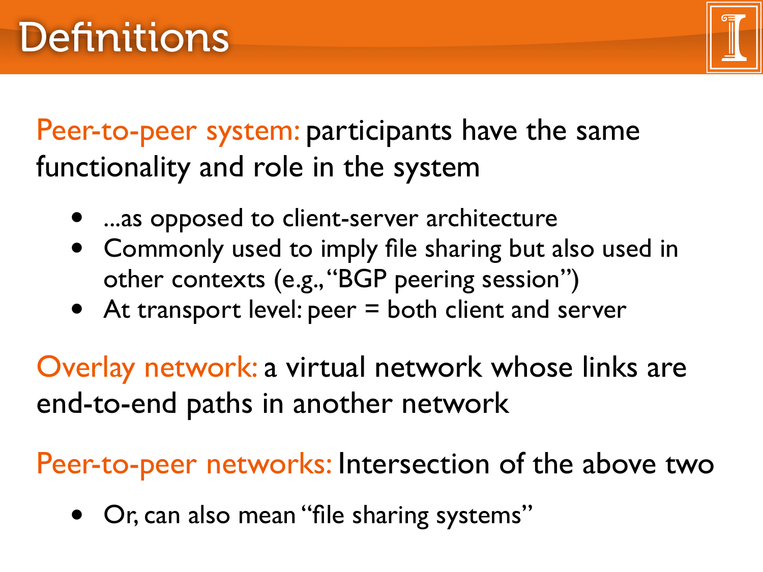# Definitions

Peer-to-peer system: participants have the same functionality and role in the system

- ...as opposed to client-server architecture
- Commonly used to imply file sharing but also used in other contexts (e.g., "BGP peering session")
- At transport level: peer = both client and server

Overlay network: a virtual network whose links are end-to-end paths in another network

Peer-to-peer networks: Intersection of the above two

- Or, can also mean "file sharing systems"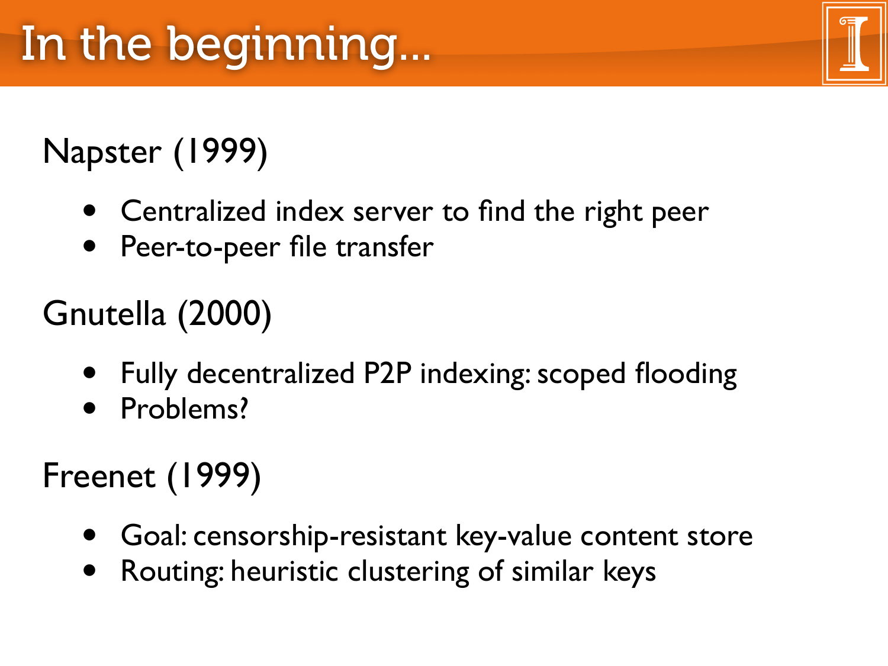# In the beginning...

Napster (1999)

- Centralized index server to find the right peer
- Peer-to-peer file transfer

Gnutella (2000)

- Fully decentralized P2P indexing: scoped flooding
- Problems?

Freenet (1999)

- Goal: censorship-resistant key-value content store
- Routing: heuristic clustering of similar keys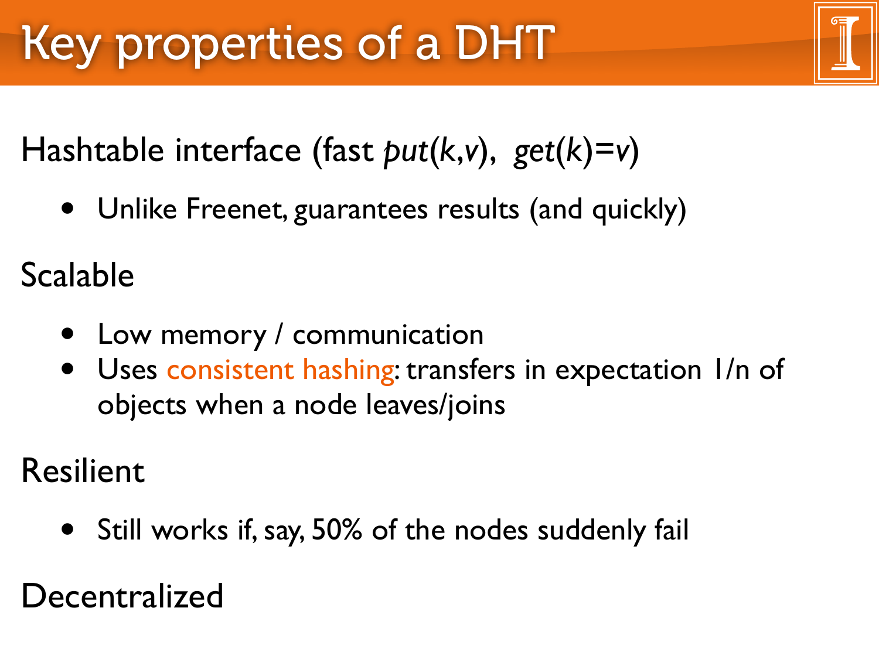# Key properties of a DHT

Hashtable interface (fast *put*(*k*,*v*), *get*(*k*)=*v*)

- Unlike Freenet, guarantees results (and quickly)

Scalable

- Low memory / communication
- Uses consistent hashing: transfers in expectation 1/n of objects when a node leaves/joins

Resilient

- Still works if, say, 50% of the nodes suddenly fail

Decentralized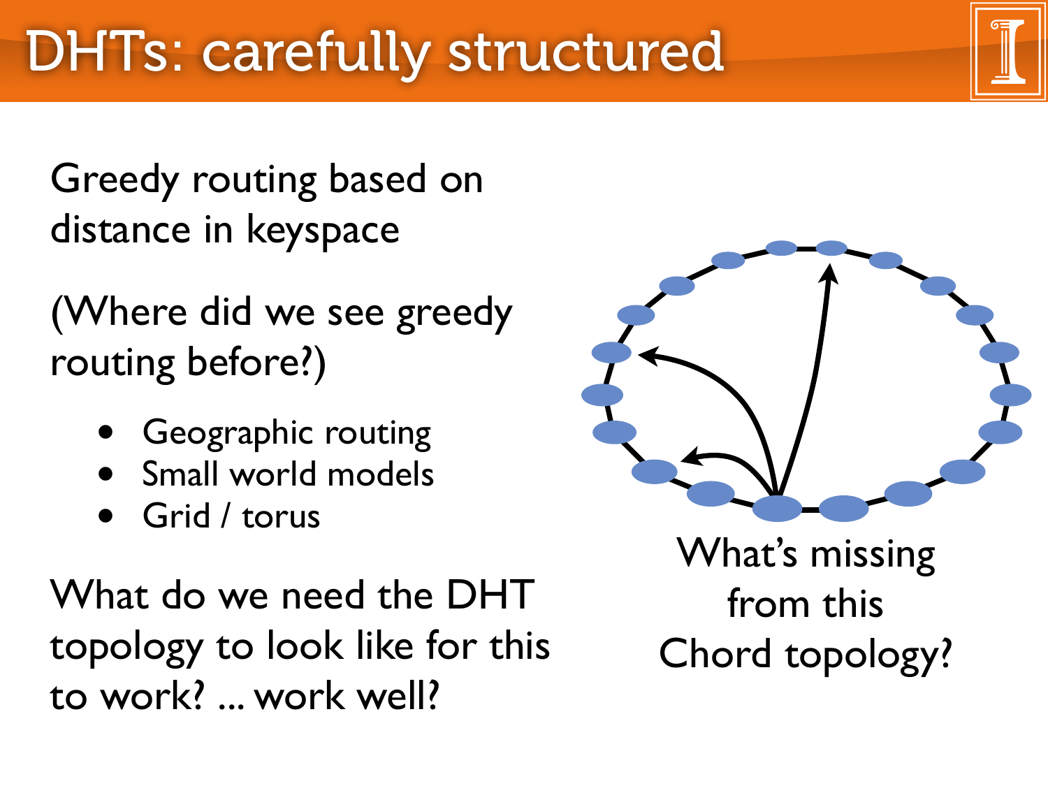# DHTs: carefully structured

Greedy routing based on distance in keyspace

(Where did we see greedy routing before?)

- Geographic routing
- Small world models
- Grid / torus

What do we need the DHT topology to look like for this to work? ... work well?

What's missing from this Chord topology?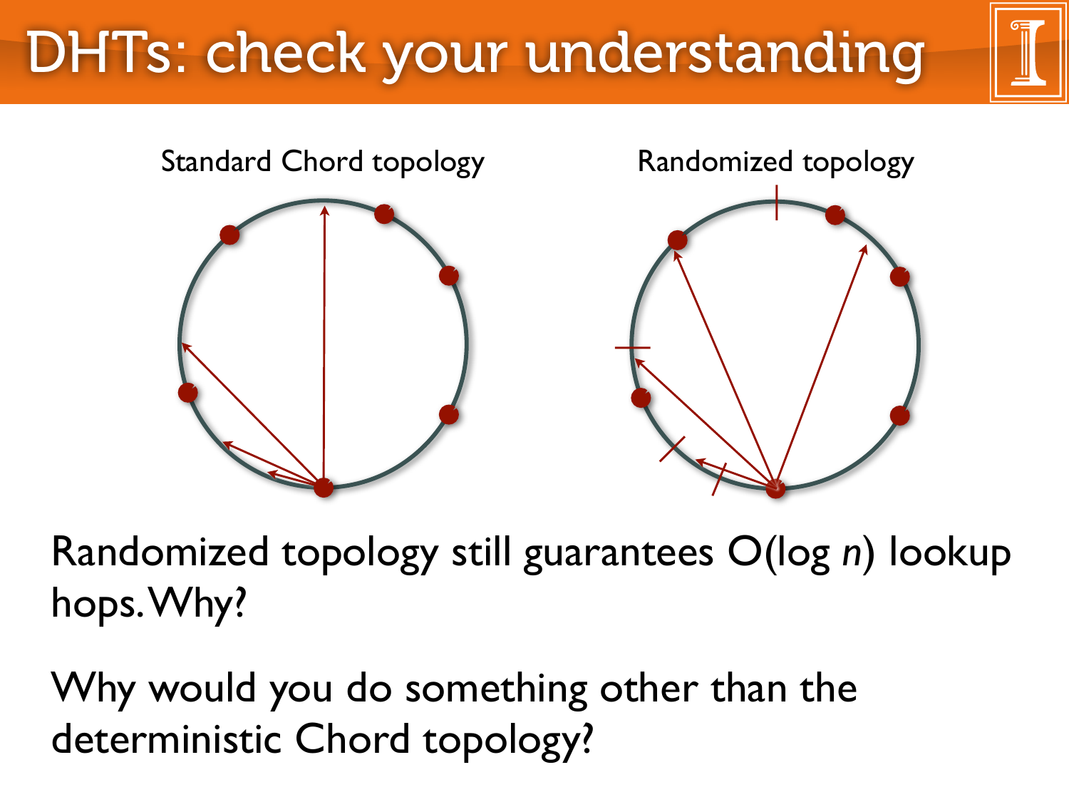# DHTs: check your understanding

Standard Chord topology

Randomized topology

Randomized topology still guarantees O(log *n*) lookup hops. Why?

Why would you do something other than the deterministic Chord topology?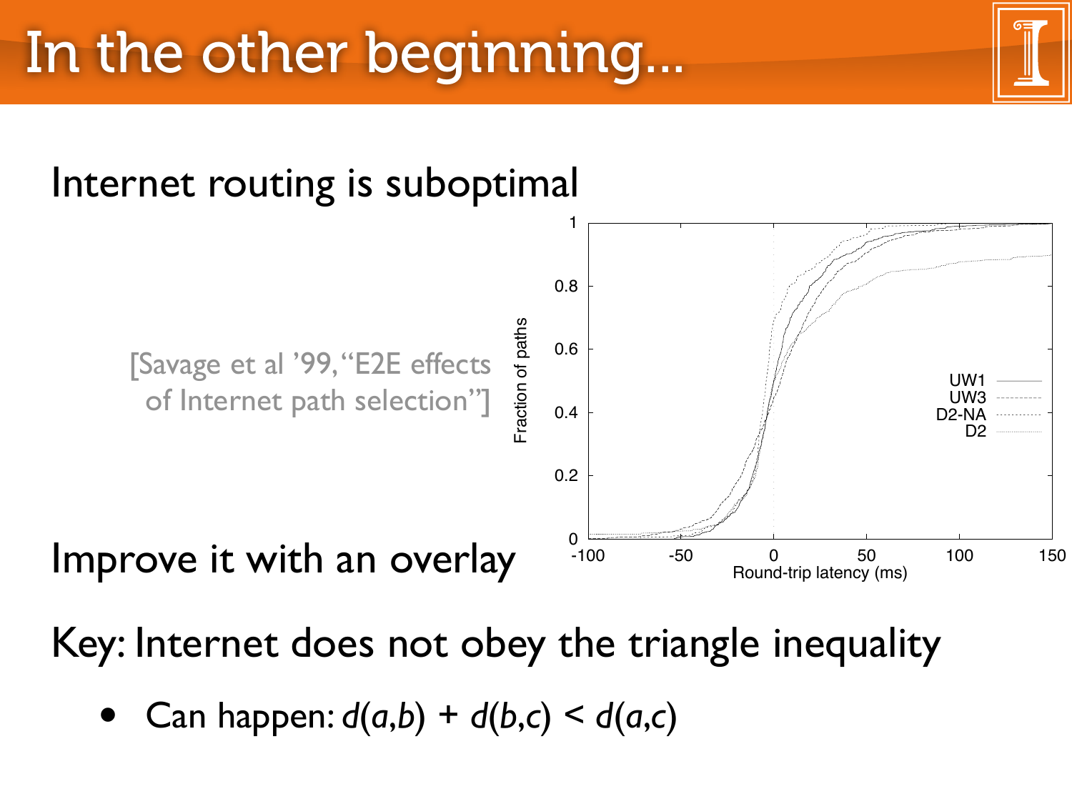# In the other beginning...

Internet routing is suboptimal

[Savage et al '99, "E2E effects of Internet path selection"]

Fraction of paths

1

0.8

0.6

0.4

0.2

0

-100 -50 0 50 100 150

Round-trip latency (ms)

UW1

UW3

D2-NA

D2

Improve it with an overlay

Key: Internet does not obey the triangle inequality

- Can happen: $d(a,b) + d(b,c) < d(a,c)$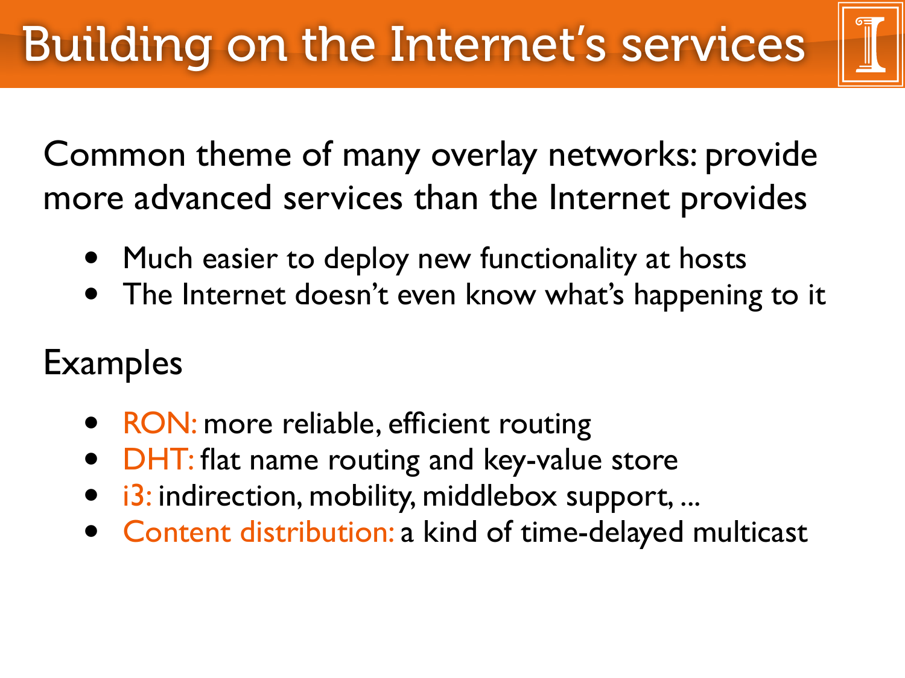# Building on the Internet's services

Common theme of many overlay networks: provide more advanced services than the Internet provides

- Much easier to deploy new functionality at hosts
- The Internet doesn't even know what's happening to it

Examples

- RON: more reliable, efficient routing
- DHT: flat name routing and key-value store
- i3: indirection, mobility, middlebox support, ...
- Content distribution: a kind of time-delayed multicast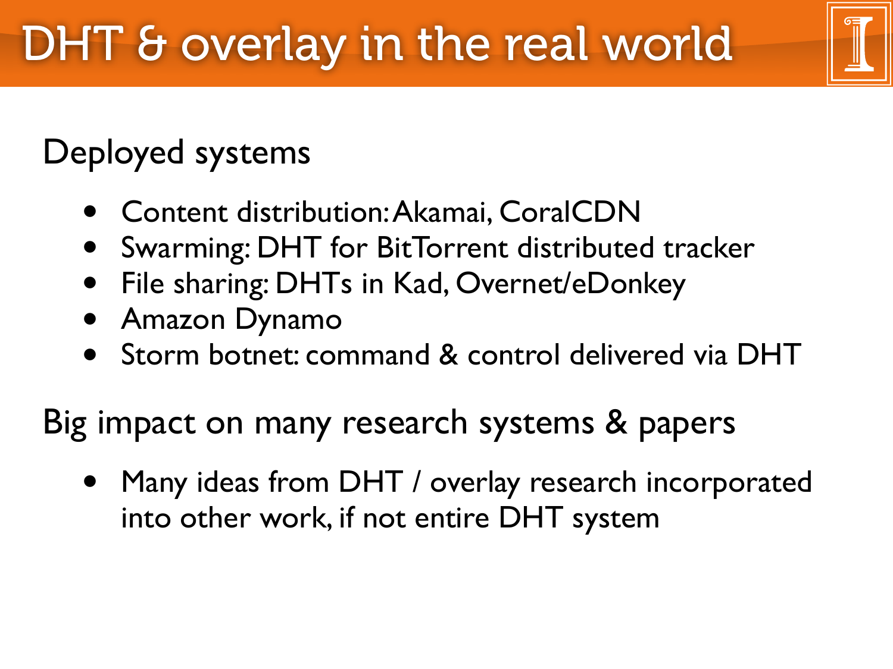# DHT & overlay in the real world

## Deployed systems

- Content distribution: Akamai, CoralCDN
- Swarming: DHT for BitTorrent distributed tracker
- File sharing: DHTs in Kad, Overnet/eDonkey
- Amazon Dynamo
- Storm botnet: command & control delivered via DHT

## Big impact on many research systems & papers

- Many ideas from DHT / overlay research incorporated into other work, if not entire DHT system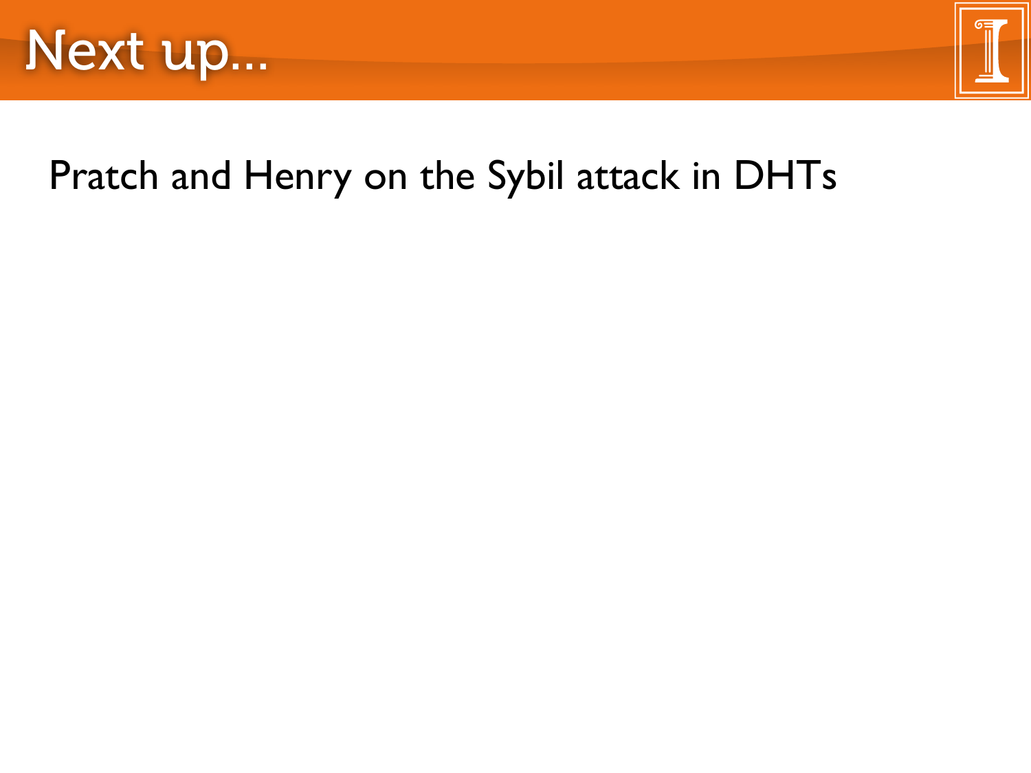# Next up...

Pratch and Henry on the Sybil attack in DHTs